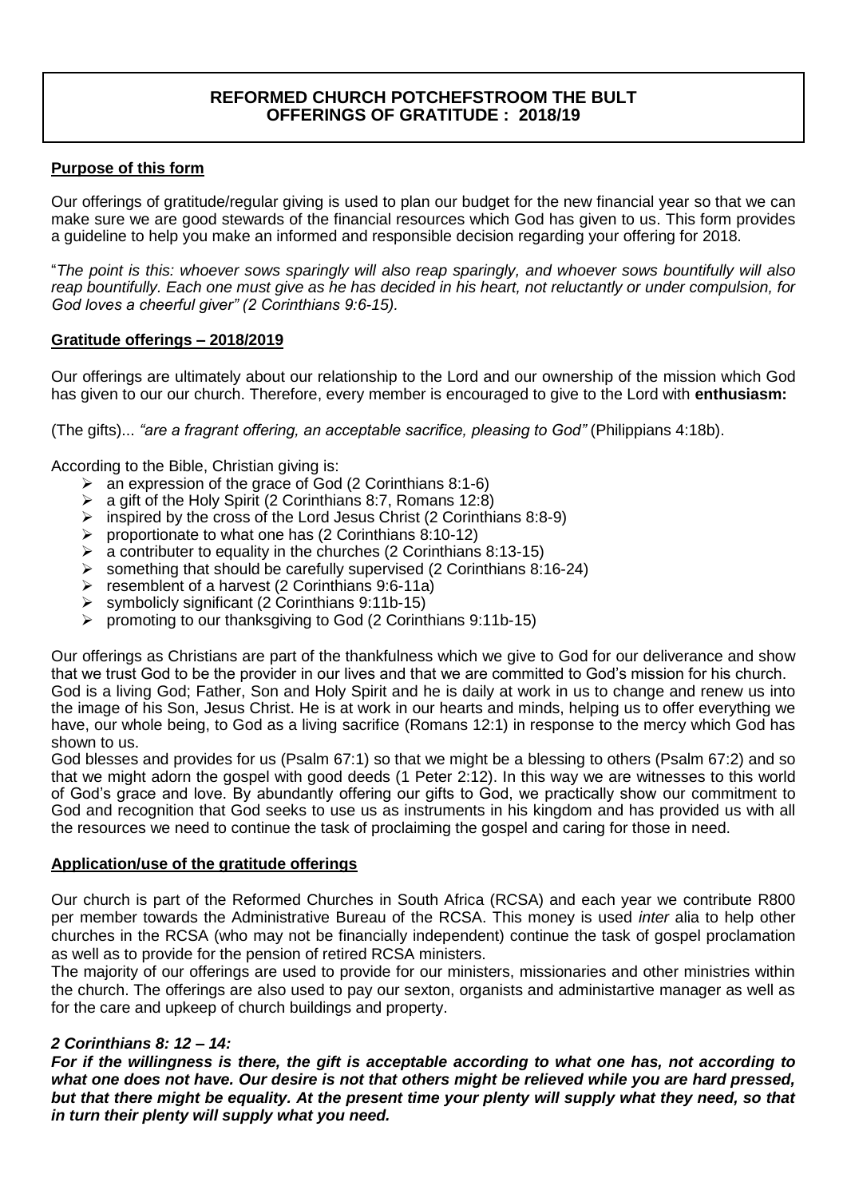# REFORMED CHURCH POTCHEFSTROOM THE BULT
# OFFERINGS OF GRATITUDE : 2018/19

**Purpose of this form**

Our offerings of gratitude/regular giving is used to plan our budget for the new financial year so that we can make sure we are good stewards of the financial resources which God has given to us. This form provides a guideline to help you make an informed and responsible decision regarding your offering for 2018.

"*The point is this: whoever sows sparingly will also reap sparingly, and whoever sows bountifully will also reap bountifully. Each one must give as he has decided in his heart, not reluctantly or under compulsion, for God loves a cheerful giver" (2 Corinthians 9:6-15).*

**Gratitude offerings – 2018/2019**

Our offerings are ultimately about our relationship to the Lord and our ownership of the mission which God has given to our our church. Therefore, every member is encouraged to give to the Lord with **enthusiasm:**

(The gifts)... *"are a fragrant offering, an acceptable sacrifice, pleasing to God"* (Philippians 4:18b).

According to the Bible, Christian giving is:

- an expression of the grace of God (2 Corinthians 8:1-6)
- a gift of the Holy Spirit (2 Corinthians 8:7, Romans 12:8)
- inspired by the cross of the Lord Jesus Christ (2 Corinthians 8:8-9)
- proportionate to what one has (2 Corinthians 8:10-12)
- a contributer to equality in the churches (2 Corinthians 8:13-15)
- something that should be carefully supervised (2 Corinthians 8:16-24)
- resemblent of a harvest (2 Corinthians 9:6-11a)
- symbolicly significant (2 Corinthians 9:11b-15)
- promoting to our thanksgiving to God (2 Corinthians 9:11b-15)

Our offerings as Christians are part of the thankfulness which we give to God for our deliverance and show that we trust God to be the provider in our lives and that we are committed to God's mission for his church. God is a living God; Father, Son and Holy Spirit and he is daily at work in us to change and renew us into the image of his Son, Jesus Christ. He is at work in our hearts and minds, helping us to offer everything we have, our whole being, to God as a living sacrifice (Romans 12:1) in response to the mercy which God has shown to us.

God blesses and provides for us (Psalm 67:1) so that we might be a blessing to others (Psalm 67:2) and so that we might adorn the gospel with good deeds (1 Peter 2:12). In this way we are witnesses to this world of God's grace and love. By abundantly offering our gifts to God, we practically show our commitment to God and recognition that God seeks to use us as instruments in his kingdom and has provided us with all the resources we need to continue the task of proclaiming the gospel and caring for those in need.

**Application/use of the gratitude offerings**

Our church is part of the Reformed Churches in South Africa (RCSA) and each year we contribute R800 per member towards the Administrative Bureau of the RCSA. This money is used *inter* alia to help other churches in the RCSA (who may not be financially independent) continue the task of gospel proclamation as well as to provide for the pension of retired RCSA ministers.

The majority of our offerings are used to provide for our ministers, missionaries and other ministries within the church. The offerings are also used to pay our sexton, organists and administartive manager as well as for the care and upkeep of church buildings and property.

***2 Corinthians 8: 12 – 14:***

***For if the willingness is there, the gift is acceptable according to what one has, not according to what one does not have. Our desire is not that others might be relieved while you are hard pressed, but that there might be equality. At the present time your plenty will supply what they need, so that in turn their plenty will supply what you need.***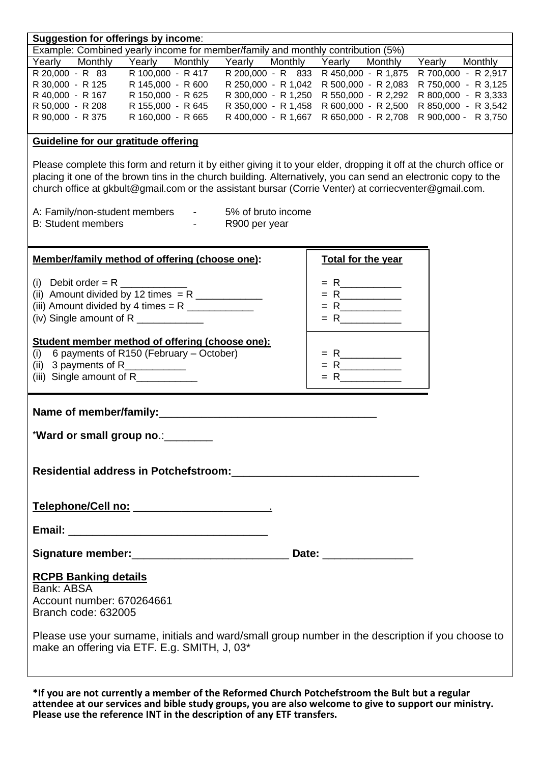**Suggestion for offerings by income**:

Example: Combined yearly income for member/family and monthly contribution (5%)

| Yearly | Monthly | Yearly | Monthly | Yearly | Monthly | Yearly | Monthly | Yearly | Monthly |
|---|---|---|---|---|---|---|---|---|---|
| R 20,000 | R 83 | R 100,000 | R 417 | R 200,000 | R 833 | R 450,000 | R 1,875 | R 700,000 | R 2,917 |
| R 30,000 | R 125 | R 145,000 | R 600 | R 250,000 | R 1,042 | R 500,000 | R 2,083 | R 750,000 | R 3,125 |
| R 40,000 | R 167 | R 150,000 | R 625 | R 300,000 | R 1,250 | R 550,000 | R 2,292 | R 800,000 | R 3,333 |
| R 50,000 | R 208 | R 155,000 | R 645 | R 350,000 | R 1,458 | R 600,000 | R 2,500 | R 850,000 | R 3,542 |
| R 90,000 | R 375 | R 160,000 | R 665 | R 400,000 | R 1,667 | R 650,000 | R 2,708 | R 900,000 | R 3,750 |

**Guideline for our gratitude offering**

Please complete this form and return it by either giving it to your elder, dropping it off at the church office or placing it one of the brown tins in the church building. Alternatively, you can send an electronic copy to the church office at gkbult@gmail.com or the assistant bursar (Corrie Venter) at corriecventer@gmail.com.

A: Family/non-student members - 5% of bruto income
B: Student members - R900 per year

| **Member/family method of offering (choose one):** | **Total for the year** |
|---|---|
| (i) Debit order = R ____________ | = R___________ |
| (ii) Amount divided by 12 times = R ____________ | = R___________ |
| (iii) Amount divided by 4 times = R ____________ | = R___________ |
| (iv) Single amount of R ____________ | = R___________ |
| **Student member method of offering (choose one):** | |
| (i) 6 payments of R150 (February – October) | = R___________ |
| (ii) 3 payments of R___________ | = R___________ |
| (iii) Single amount of R___________ | = R___________ |

**Name of member/family:**___________________________________

***Ward or small group no**.:________

**Residential address in Potchefstroom:**______________________________

**Telephone/Cell no:** _______________________.

**Email:** ________________________________

**Signature member:**_________________________ **Date:** _______________

**RCPB Banking details**

Bank: ABSA
Account number: 670264661
Branch code: 632005

Please use your surname, initials and ward/small group number in the description if you choose to make an offering via ETF. E.g. SMITH, J, 03*

**\*If you are not currently a member of the Reformed Church Potchefstroom the Bult but a regular attendee at our services and bible study groups, you are also welcome to give to support our ministry. Please use the reference INT in the description of any ETF transfers.**